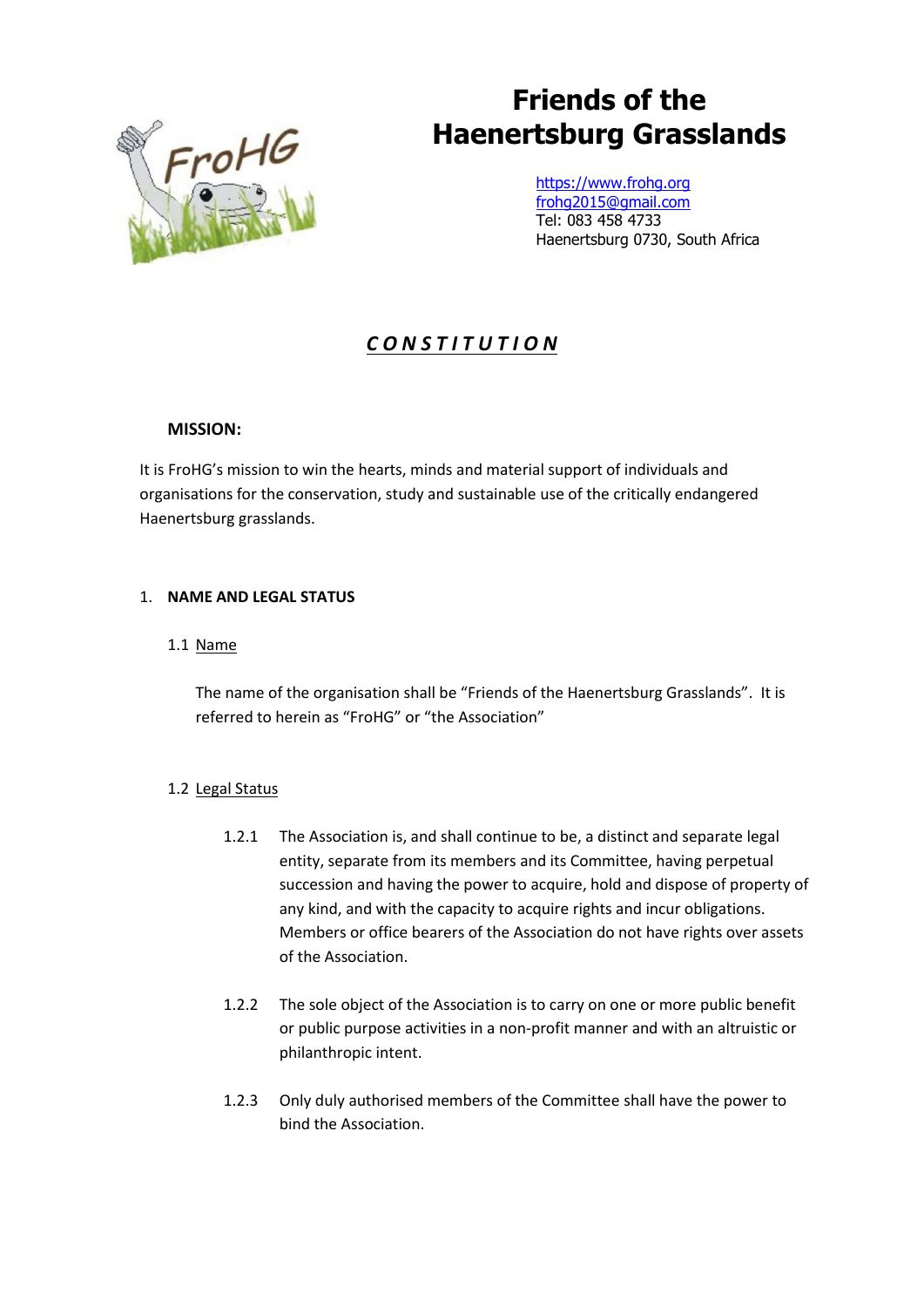# Friends of the Haenertsburg Grasslands

https://www.frohg.org
frohg2015@gmail.com
Tel: 083 458 4733
Haenertsburg 0730, South Africa

## *CONSTITUTION*

**MISSION:**

It is FroHG's mission to win the hearts, minds and material support of individuals and organisations for the conservation, study and sustainable use of the critically endangered Haenertsburg grasslands.

### 1. NAME AND LEGAL STATUS

#### 1.1 Name

The name of the organisation shall be "Friends of the Haenertsburg Grasslands". It is referred to herein as "FroHG" or "the Association"

#### 1.2 Legal Status

1.2.1 The Association is, and shall continue to be, a distinct and separate legal entity, separate from its members and its Committee, having perpetual succession and having the power to acquire, hold and dispose of property of any kind, and with the capacity to acquire rights and incur obligations. Members or office bearers of the Association do not have rights over assets of the Association.

1.2.2 The sole object of the Association is to carry on one or more public benefit or public purpose activities in a non-profit manner and with an altruistic or philanthropic intent.

1.2.3 Only duly authorised members of the Committee shall have the power to bind the Association.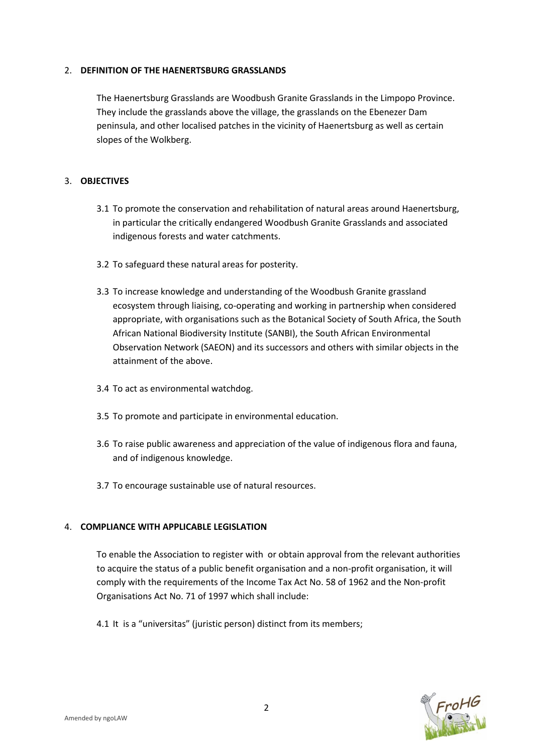## 2. DEFINITION OF THE HAENERTSBURG GRASSLANDS

The Haenertsburg Grasslands are Woodbush Granite Grasslands in the Limpopo Province. They include the grasslands above the village, the grasslands on the Ebenezer Dam peninsula, and other localised patches in the vicinity of Haenertsburg as well as certain slopes of the Wolkberg.

## 3. OBJECTIVES

3.1 To promote the conservation and rehabilitation of natural areas around Haenertsburg, in particular the critically endangered Woodbush Granite Grasslands and associated indigenous forests and water catchments.

3.2 To safeguard these natural areas for posterity.

3.3 To increase knowledge and understanding of the Woodbush Granite grassland ecosystem through liaising, co-operating and working in partnership when considered appropriate, with organisations such as the Botanical Society of South Africa, the South African National Biodiversity Institute (SANBI), the South African Environmental Observation Network (SAEON) and its successors and others with similar objects in the attainment of the above.

3.4 To act as environmental watchdog.

3.5 To promote and participate in environmental education.

3.6 To raise public awareness and appreciation of the value of indigenous flora and fauna, and of indigenous knowledge.

3.7 To encourage sustainable use of natural resources.

## 4. COMPLIANCE WITH APPLICABLE LEGISLATION

To enable the Association to register with or obtain approval from the relevant authorities to acquire the status of a public benefit organisation and a non-profit organisation, it will comply with the requirements of the Income Tax Act No. 58 of 1962 and the Non-profit Organisations Act No. 71 of 1997 which shall include:

4.1 It is a "universitas" (juristic person) distinct from its members;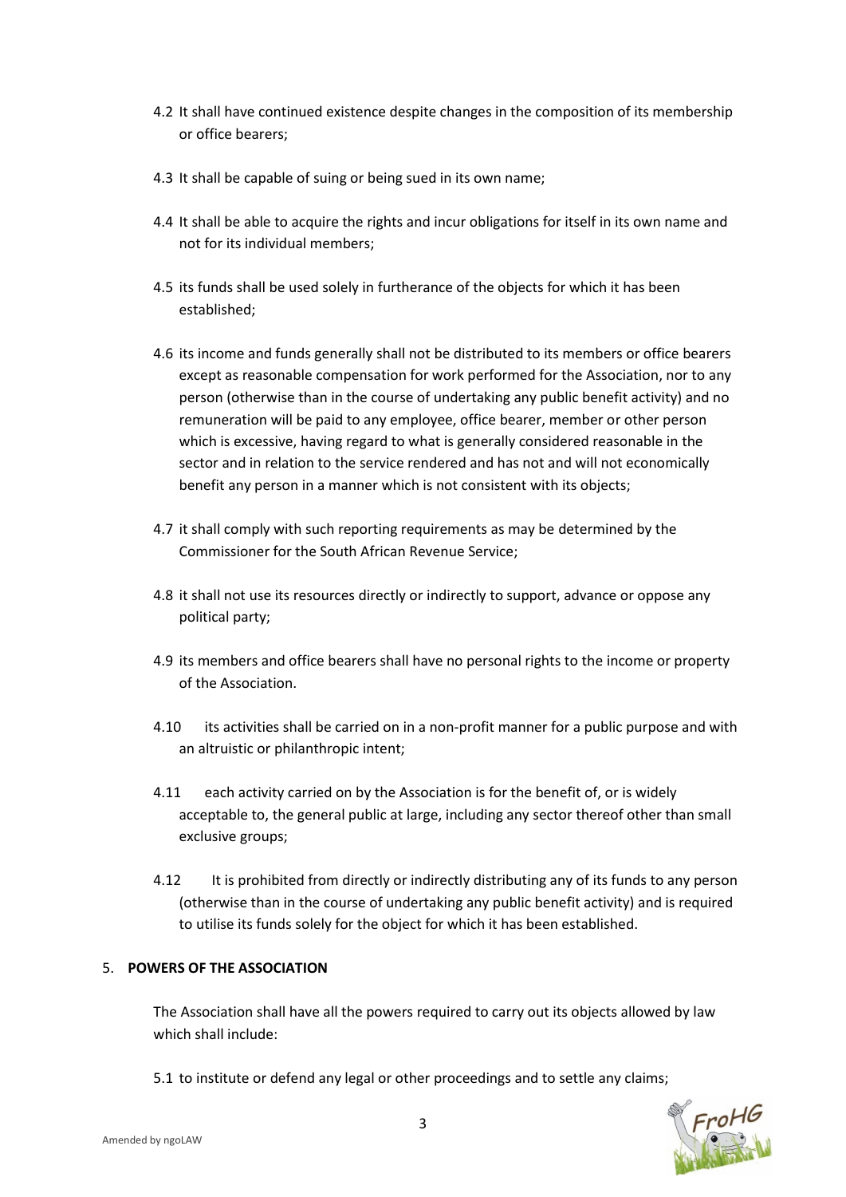4.2 It shall have continued existence despite changes in the composition of its membership or office bearers;

4.3 It shall be capable of suing or being sued in its own name;

4.4 It shall be able to acquire the rights and incur obligations for itself in its own name and not for its individual members;

4.5 its funds shall be used solely in furtherance of the objects for which it has been established;

4.6 its income and funds generally shall not be distributed to its members or office bearers except as reasonable compensation for work performed for the Association, nor to any person (otherwise than in the course of undertaking any public benefit activity) and no remuneration will be paid to any employee, office bearer, member or other person which is excessive, having regard to what is generally considered reasonable in the sector and in relation to the service rendered and has not and will not economically benefit any person in a manner which is not consistent with its objects;

4.7 it shall comply with such reporting requirements as may be determined by the Commissioner for the South African Revenue Service;

4.8 it shall not use its resources directly or indirectly to support, advance or oppose any political party;

4.9 its members and office bearers shall have no personal rights to the income or property of the Association.

4.10 its activities shall be carried on in a non-profit manner for a public purpose and with an altruistic or philanthropic intent;

4.11 each activity carried on by the Association is for the benefit of, or is widely acceptable to, the general public at large, including any sector thereof other than small exclusive groups;

4.12 It is prohibited from directly or indirectly distributing any of its funds to any person (otherwise than in the course of undertaking any public benefit activity) and is required to utilise its funds solely for the object for which it has been established.

## 5. POWERS OF THE ASSOCIATION

The Association shall have all the powers required to carry out its objects allowed by law which shall include:

5.1 to institute or defend any legal or other proceedings and to settle any claims;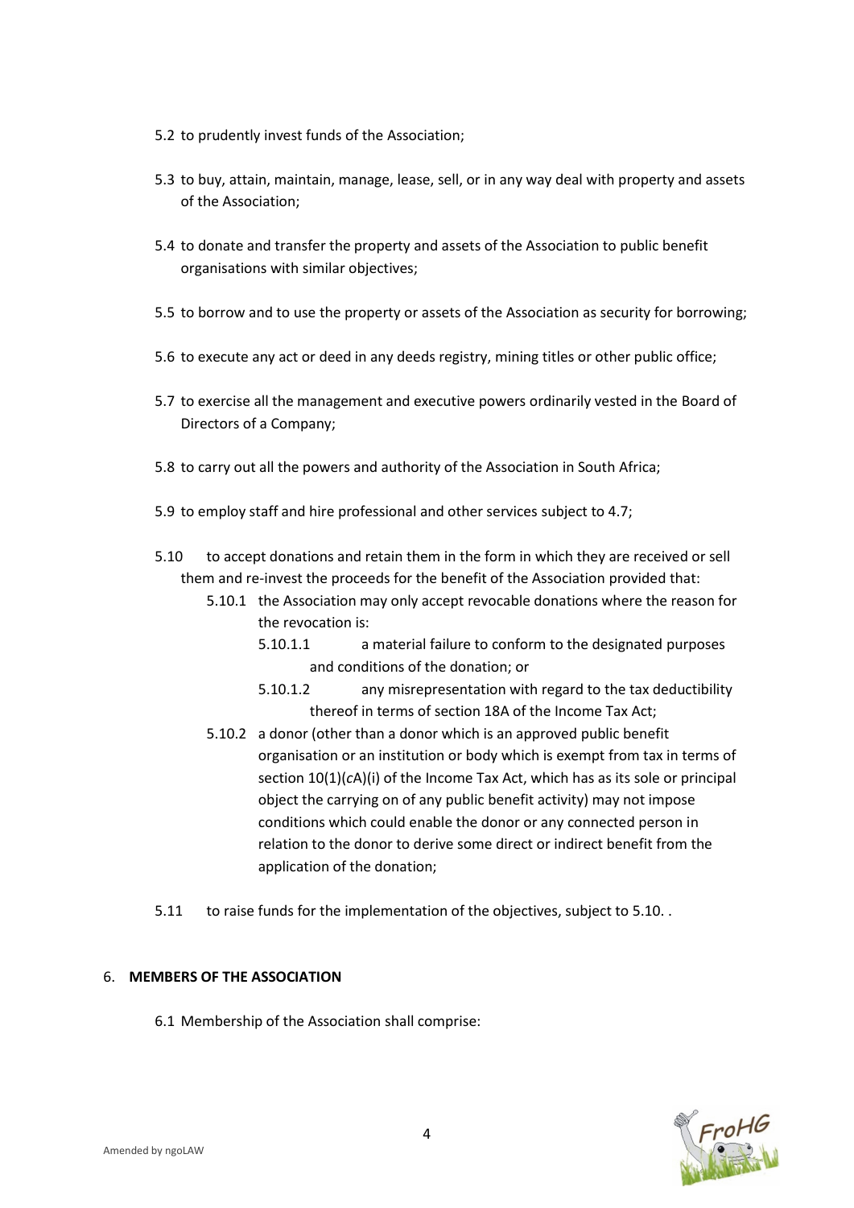5.2 to prudently invest funds of the Association;

5.3 to buy, attain, maintain, manage, lease, sell, or in any way deal with property and assets of the Association;

5.4 to donate and transfer the property and assets of the Association to public benefit organisations with similar objectives;

5.5 to borrow and to use the property or assets of the Association as security for borrowing;

5.6 to execute any act or deed in any deeds registry, mining titles or other public office;

5.7 to exercise all the management and executive powers ordinarily vested in the Board of Directors of a Company;

5.8 to carry out all the powers and authority of the Association in South Africa;

5.9 to employ staff and hire professional and other services subject to 4.7;

5.10 to accept donations and retain them in the form in which they are received or sell them and re-invest the proceeds for the benefit of the Association provided that:

- 5.10.1 the Association may only accept revocable donations where the reason for the revocation is:
  - 5.10.1.1 a material failure to conform to the designated purposes and conditions of the donation; or
  - 5.10.1.2 any misrepresentation with regard to the tax deductibility thereof in terms of section 18A of the Income Tax Act;
- 5.10.2 a donor (other than a donor which is an approved public benefit organisation or an institution or body which is exempt from tax in terms of section 10(1)(*c*A)(i) of the Income Tax Act, which has as its sole or principal object the carrying on of any public benefit activity) may not impose conditions which could enable the donor or any connected person in relation to the donor to derive some direct or indirect benefit from the application of the donation;

5.11 to raise funds for the implementation of the objectives, subject to 5.10. .

## 6. MEMBERS OF THE ASSOCIATION

6.1 Membership of the Association shall comprise: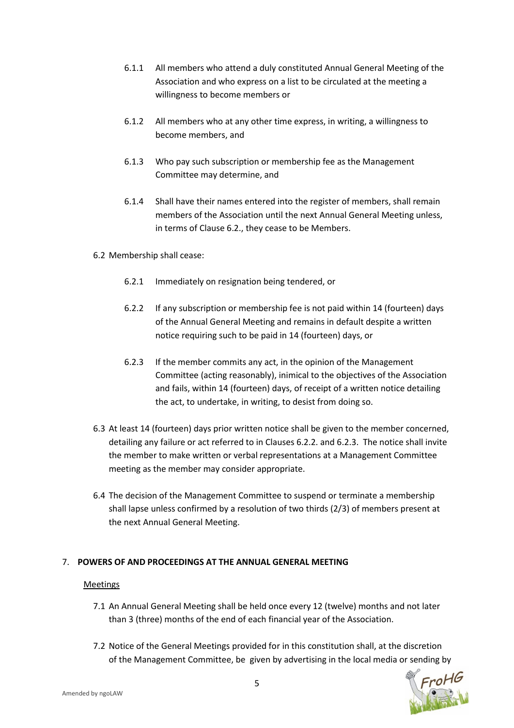6.1.1 All members who attend a duly constituted Annual General Meeting of the Association and who express on a list to be circulated at the meeting a willingness to become members or

6.1.2 All members who at any other time express, in writing, a willingness to become members, and

6.1.3 Who pay such subscription or membership fee as the Management Committee may determine, and

6.1.4 Shall have their names entered into the register of members, shall remain members of the Association until the next Annual General Meeting unless, in terms of Clause 6.2., they cease to be Members.

6.2 Membership shall cease:

6.2.1 Immediately on resignation being tendered, or

6.2.2 If any subscription or membership fee is not paid within 14 (fourteen) days of the Annual General Meeting and remains in default despite a written notice requiring such to be paid in 14 (fourteen) days, or

6.2.3 If the member commits any act, in the opinion of the Management Committee (acting reasonably), inimical to the objectives of the Association and fails, within 14 (fourteen) days, of receipt of a written notice detailing the act, to undertake, in writing, to desist from doing so.

6.3 At least 14 (fourteen) days prior written notice shall be given to the member concerned, detailing any failure or act referred to in Clauses 6.2.2. and 6.2.3. The notice shall invite the member to make written or verbal representations at a Management Committee meeting as the member may consider appropriate.

6.4 The decision of the Management Committee to suspend or terminate a membership shall lapse unless confirmed by a resolution of two thirds (2/3) of members present at the next Annual General Meeting.

## 7. POWERS OF AND PROCEEDINGS AT THE ANNUAL GENERAL MEETING

Meetings

7.1 An Annual General Meeting shall be held once every 12 (twelve) months and not later than 3 (three) months of the end of each financial year of the Association.

7.2 Notice of the General Meetings provided for in this constitution shall, at the discretion of the Management Committee, be given by advertising in the local media or sending by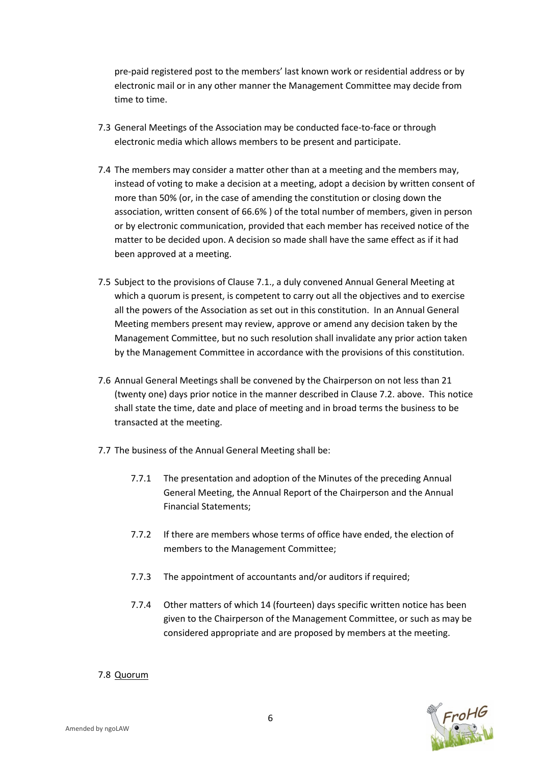pre-paid registered post to the members' last known work or residential address or by electronic mail or in any other manner the Management Committee may decide from time to time.

7.3 General Meetings of the Association may be conducted face-to-face or through electronic media which allows members to be present and participate.

7.4 The members may consider a matter other than at a meeting and the members may, instead of voting to make a decision at a meeting, adopt a decision by written consent of more than 50% (or, in the case of amending the constitution or closing down the association, written consent of 66.6% ) of the total number of members, given in person or by electronic communication, provided that each member has received notice of the matter to be decided upon. A decision so made shall have the same effect as if it had been approved at a meeting.

7.5 Subject to the provisions of Clause 7.1., a duly convened Annual General Meeting at which a quorum is present, is competent to carry out all the objectives and to exercise all the powers of the Association as set out in this constitution. In an Annual General Meeting members present may review, approve or amend any decision taken by the Management Committee, but no such resolution shall invalidate any prior action taken by the Management Committee in accordance with the provisions of this constitution.

7.6 Annual General Meetings shall be convened by the Chairperson on not less than 21 (twenty one) days prior notice in the manner described in Clause 7.2. above. This notice shall state the time, date and place of meeting and in broad terms the business to be transacted at the meeting.

7.7 The business of the Annual General Meeting shall be:

7.7.1 The presentation and adoption of the Minutes of the preceding Annual General Meeting, the Annual Report of the Chairperson and the Annual Financial Statements;

7.7.2 If there are members whose terms of office have ended, the election of members to the Management Committee;

7.7.3 The appointment of accountants and/or auditors if required;

7.7.4 Other matters of which 14 (fourteen) days specific written notice has been given to the Chairperson of the Management Committee, or such as may be considered appropriate and are proposed by members at the meeting.

7.8 <u>Quorum</u>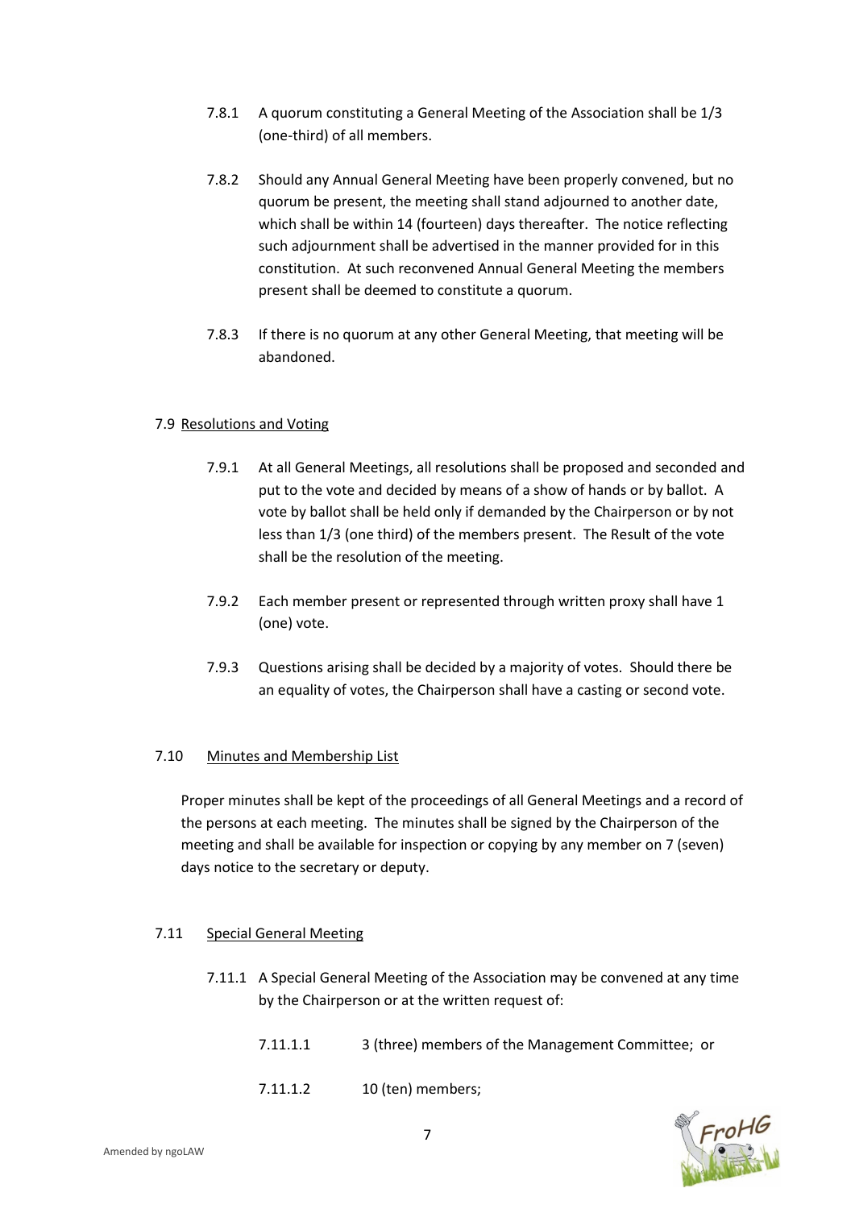7.8.1 A quorum constituting a General Meeting of the Association shall be 1/3 (one-third) of all members.

7.8.2 Should any Annual General Meeting have been properly convened, but no quorum be present, the meeting shall stand adjourned to another date, which shall be within 14 (fourteen) days thereafter. The notice reflecting such adjournment shall be advertised in the manner provided for in this constitution. At such reconvened Annual General Meeting the members present shall be deemed to constitute a quorum.

7.8.3 If there is no quorum at any other General Meeting, that meeting will be abandoned.

7.9 <u>Resolutions and Voting</u>

7.9.1 At all General Meetings, all resolutions shall be proposed and seconded and put to the vote and decided by means of a show of hands or by ballot. A vote by ballot shall be held only if demanded by the Chairperson or by not less than 1/3 (one third) of the members present. The Result of the vote shall be the resolution of the meeting.

7.9.2 Each member present or represented through written proxy shall have 1 (one) vote.

7.9.3 Questions arising shall be decided by a majority of votes. Should there be an equality of votes, the Chairperson shall have a casting or second vote.

7.10 <u>Minutes and Membership List</u>

Proper minutes shall be kept of the proceedings of all General Meetings and a record of the persons at each meeting. The minutes shall be signed by the Chairperson of the meeting and shall be available for inspection or copying by any member on 7 (seven) days notice to the secretary or deputy.

7.11 <u>Special General Meeting</u>

7.11.1 A Special General Meeting of the Association may be convened at any time by the Chairperson or at the written request of:

7.11.1.1 3 (three) members of the Management Committee; or

7.11.1.2 10 (ten) members;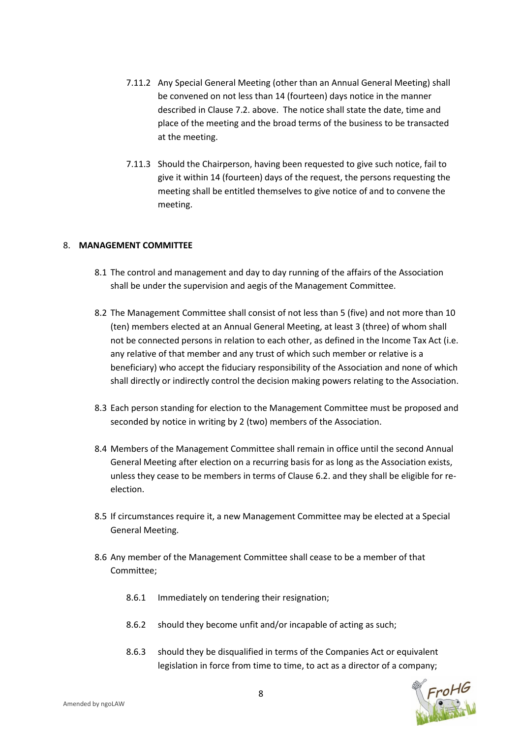7.11.2 Any Special General Meeting (other than an Annual General Meeting) shall be convened on not less than 14 (fourteen) days notice in the manner described in Clause 7.2. above. The notice shall state the date, time and place of the meeting and the broad terms of the business to be transacted at the meeting.

7.11.3 Should the Chairperson, having been requested to give such notice, fail to give it within 14 (fourteen) days of the request, the persons requesting the meeting shall be entitled themselves to give notice of and to convene the meeting.

8. **MANAGEMENT COMMITTEE**

8.1 The control and management and day to day running of the affairs of the Association shall be under the supervision and aegis of the Management Committee.

8.2 The Management Committee shall consist of not less than 5 (five) and not more than 10 (ten) members elected at an Annual General Meeting, at least 3 (three) of whom shall not be connected persons in relation to each other, as defined in the Income Tax Act (i.e. any relative of that member and any trust of which such member or relative is a beneficiary) who accept the fiduciary responsibility of the Association and none of which shall directly or indirectly control the decision making powers relating to the Association.

8.3 Each person standing for election to the Management Committee must be proposed and seconded by notice in writing by 2 (two) members of the Association.

8.4 Members of the Management Committee shall remain in office until the second Annual General Meeting after election on a recurring basis for as long as the Association exists, unless they cease to be members in terms of Clause 6.2. and they shall be eligible for re-election.

8.5 If circumstances require it, a new Management Committee may be elected at a Special General Meeting.

8.6 Any member of the Management Committee shall cease to be a member of that Committee;

8.6.1 Immediately on tendering their resignation;

8.6.2 should they become unfit and/or incapable of acting as such;

8.6.3 should they be disqualified in terms of the Companies Act or equivalent legislation in force from time to time, to act as a director of a company;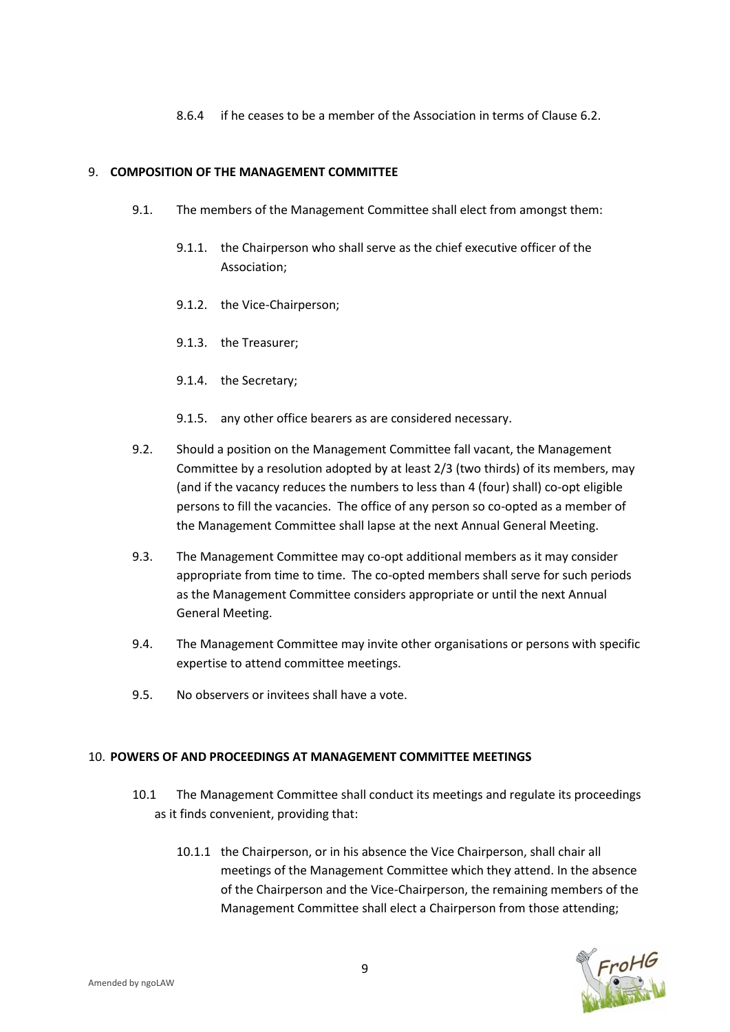8.6.4 if he ceases to be a member of the Association in terms of Clause 6.2.

## 9. COMPOSITION OF THE MANAGEMENT COMMITTEE

9.1. The members of the Management Committee shall elect from amongst them:

9.1.1. the Chairperson who shall serve as the chief executive officer of the Association;

9.1.2. the Vice-Chairperson;

9.1.3. the Treasurer;

9.1.4. the Secretary;

9.1.5. any other office bearers as are considered necessary.

9.2. Should a position on the Management Committee fall vacant, the Management Committee by a resolution adopted by at least 2/3 (two thirds) of its members, may (and if the vacancy reduces the numbers to less than 4 (four) shall) co-opt eligible persons to fill the vacancies. The office of any person so co-opted as a member of the Management Committee shall lapse at the next Annual General Meeting.

9.3. The Management Committee may co-opt additional members as it may consider appropriate from time to time. The co-opted members shall serve for such periods as the Management Committee considers appropriate or until the next Annual General Meeting.

9.4. The Management Committee may invite other organisations or persons with specific expertise to attend committee meetings.

9.5. No observers or invitees shall have a vote.

## 10. POWERS OF AND PROCEEDINGS AT MANAGEMENT COMMITTEE MEETINGS

10.1 The Management Committee shall conduct its meetings and regulate its proceedings as it finds convenient, providing that:

10.1.1 the Chairperson, or in his absence the Vice Chairperson, shall chair all meetings of the Management Committee which they attend. In the absence of the Chairperson and the Vice-Chairperson, the remaining members of the Management Committee shall elect a Chairperson from those attending;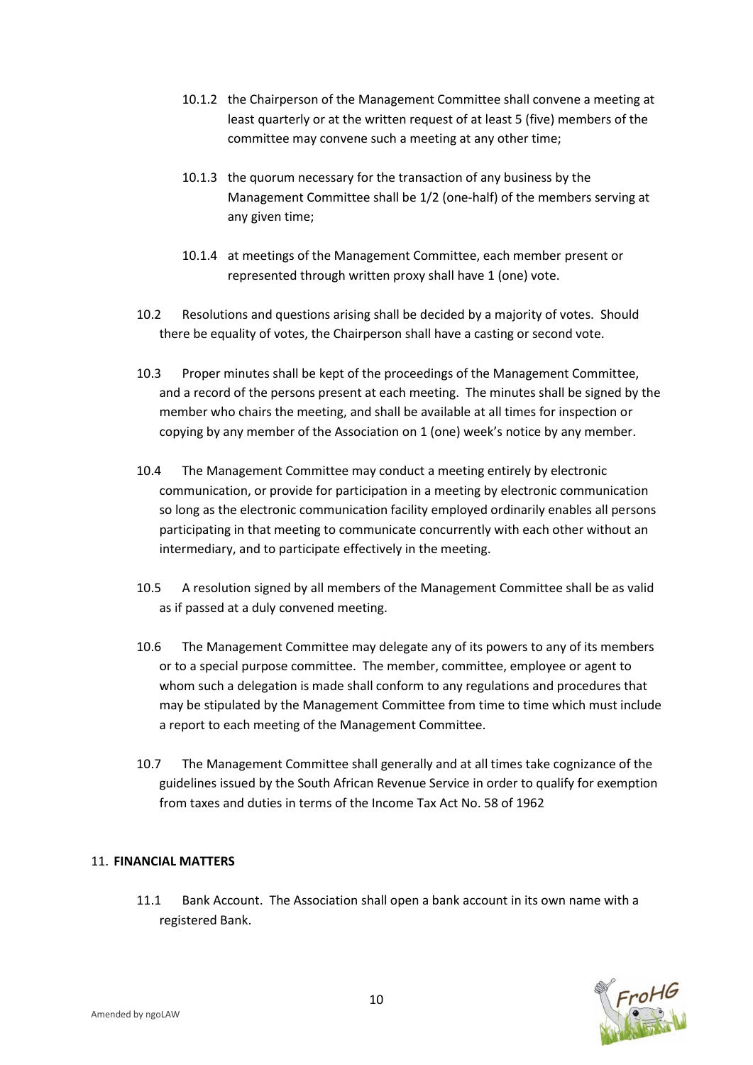10.1.2 the Chairperson of the Management Committee shall convene a meeting at least quarterly or at the written request of at least 5 (five) members of the committee may convene such a meeting at any other time;

10.1.3 the quorum necessary for the transaction of any business by the Management Committee shall be 1/2 (one-half) of the members serving at any given time;

10.1.4 at meetings of the Management Committee, each member present or represented through written proxy shall have 1 (one) vote.

10.2 Resolutions and questions arising shall be decided by a majority of votes. Should there be equality of votes, the Chairperson shall have a casting or second vote.

10.3 Proper minutes shall be kept of the proceedings of the Management Committee, and a record of the persons present at each meeting. The minutes shall be signed by the member who chairs the meeting, and shall be available at all times for inspection or copying by any member of the Association on 1 (one) week's notice by any member.

10.4 The Management Committee may conduct a meeting entirely by electronic communication, or provide for participation in a meeting by electronic communication so long as the electronic communication facility employed ordinarily enables all persons participating in that meeting to communicate concurrently with each other without an intermediary, and to participate effectively in the meeting.

10.5 A resolution signed by all members of the Management Committee shall be as valid as if passed at a duly convened meeting.

10.6 The Management Committee may delegate any of its powers to any of its members or to a special purpose committee. The member, committee, employee or agent to whom such a delegation is made shall conform to any regulations and procedures that may be stipulated by the Management Committee from time to time which must include a report to each meeting of the Management Committee.

10.7 The Management Committee shall generally and at all times take cognizance of the guidelines issued by the South African Revenue Service in order to qualify for exemption from taxes and duties in terms of the Income Tax Act No. 58 of 1962

11. **FINANCIAL MATTERS**

11.1 Bank Account. The Association shall open a bank account in its own name with a registered Bank.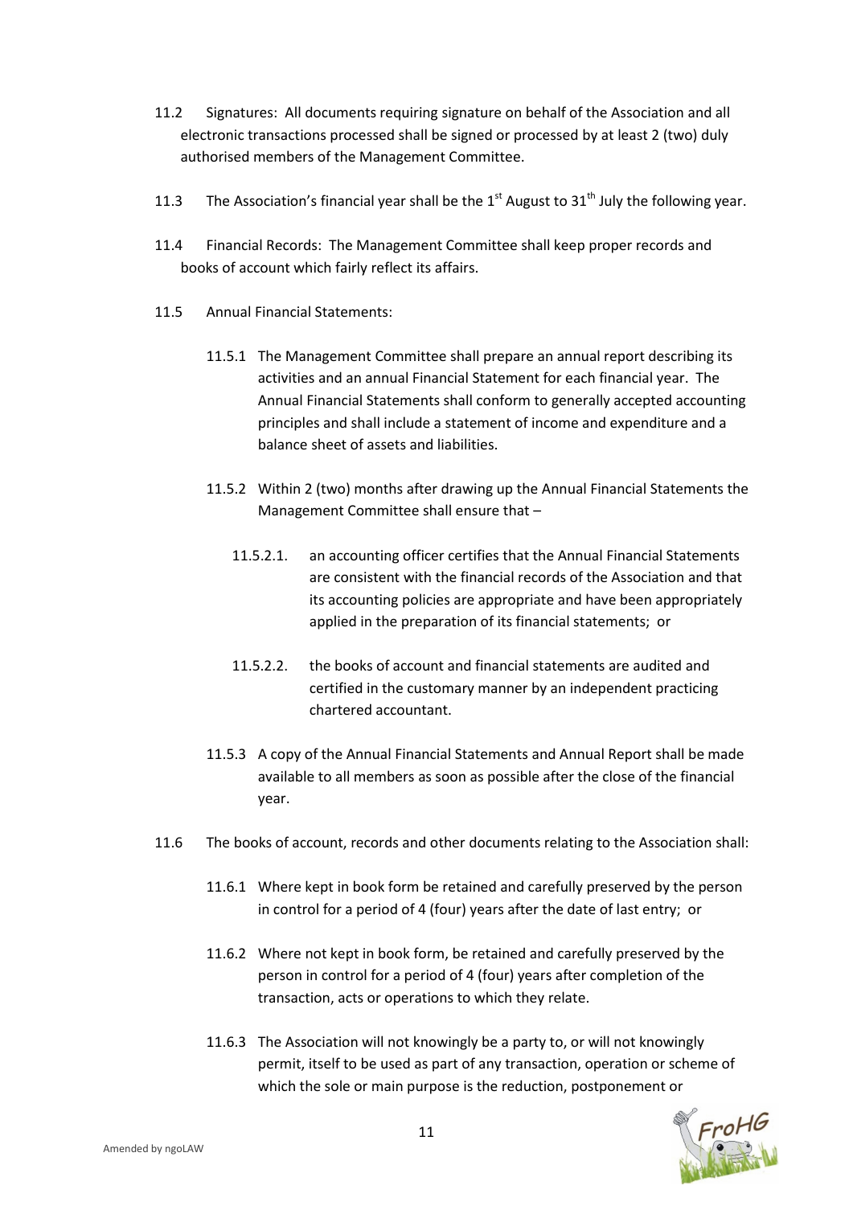11.2 Signatures: All documents requiring signature on behalf of the Association and all electronic transactions processed shall be signed or processed by at least 2 (two) duly authorised members of the Management Committee.

11.3 The Association's financial year shall be the 1st August to 31st July the following year.

11.4 Financial Records: The Management Committee shall keep proper records and books of account which fairly reflect its affairs.

11.5 Annual Financial Statements:

- 11.5.1 The Management Committee shall prepare an annual report describing its activities and an annual Financial Statement for each financial year. The Annual Financial Statements shall conform to generally accepted accounting principles and shall include a statement of income and expenditure and a balance sheet of assets and liabilities.

- 11.5.2 Within 2 (two) months after drawing up the Annual Financial Statements the Management Committee shall ensure that –

  - 11.5.2.1. an accounting officer certifies that the Annual Financial Statements are consistent with the financial records of the Association and that its accounting policies are appropriate and have been appropriately applied in the preparation of its financial statements; or

  - 11.5.2.2. the books of account and financial statements are audited and certified in the customary manner by an independent practicing chartered accountant.

- 11.5.3 A copy of the Annual Financial Statements and Annual Report shall be made available to all members as soon as possible after the close of the financial year.

11.6 The books of account, records and other documents relating to the Association shall:

- 11.6.1 Where kept in book form be retained and carefully preserved by the person in control for a period of 4 (four) years after the date of last entry; or

- 11.6.2 Where not kept in book form, be retained and carefully preserved by the person in control for a period of 4 (four) years after completion of the transaction, acts or operations to which they relate.

- 11.6.3 The Association will not knowingly be a party to, or will not knowingly permit, itself to be used as part of any transaction, operation or scheme of which the sole or main purpose is the reduction, postponement or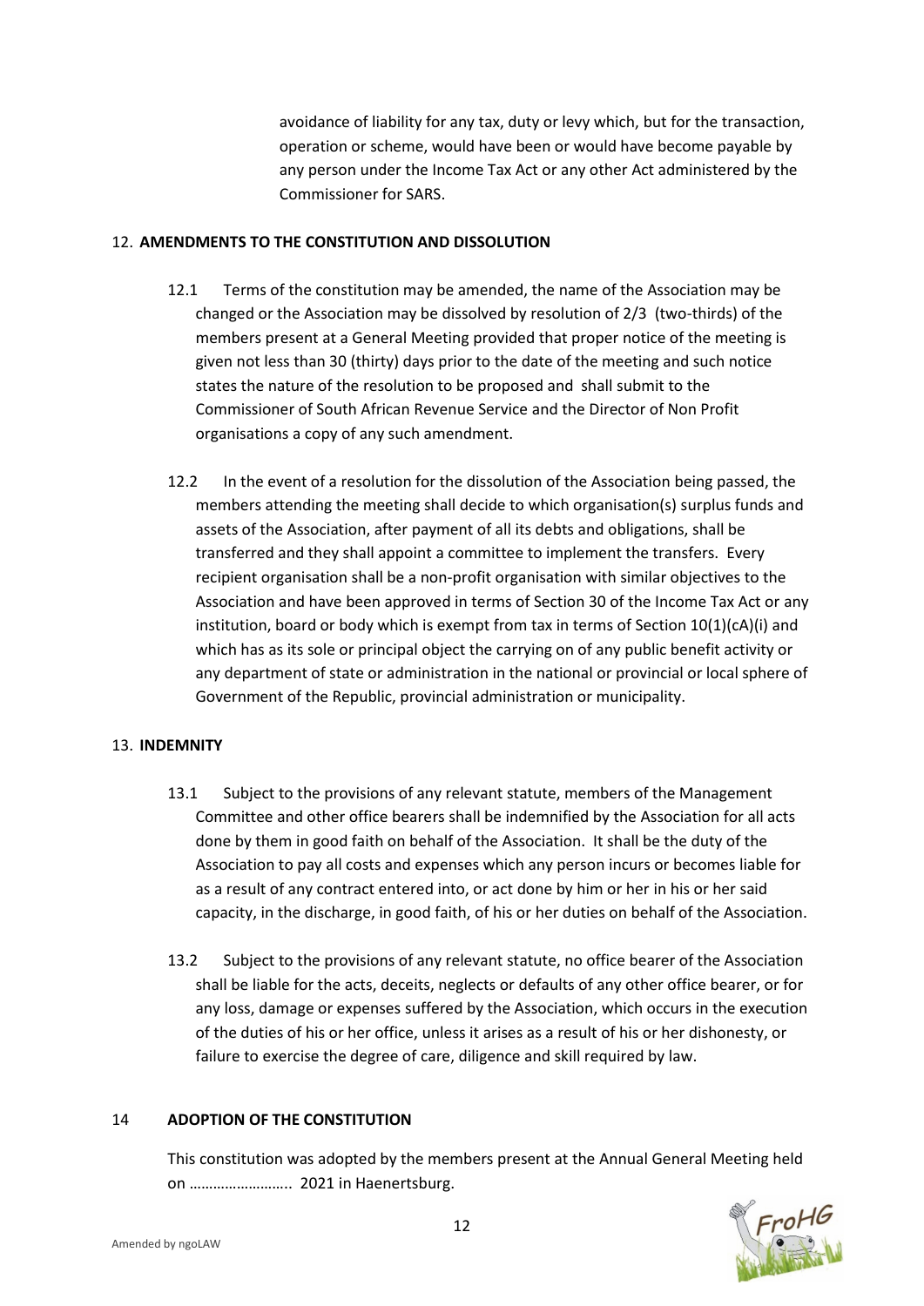avoidance of liability for any tax, duty or levy which, but for the transaction, operation or scheme, would have been or would have become payable by any person under the Income Tax Act or any other Act administered by the Commissioner for SARS.

12. **AMENDMENTS TO THE CONSTITUTION AND DISSOLUTION**

12.1 Terms of the constitution may be amended, the name of the Association may be changed or the Association may be dissolved by resolution of 2/3 (two-thirds) of the members present at a General Meeting provided that proper notice of the meeting is given not less than 30 (thirty) days prior to the date of the meeting and such notice states the nature of the resolution to be proposed and shall submit to the Commissioner of South African Revenue Service and the Director of Non Profit organisations a copy of any such amendment.

12.2 In the event of a resolution for the dissolution of the Association being passed, the members attending the meeting shall decide to which organisation(s) surplus funds and assets of the Association, after payment of all its debts and obligations, shall be transferred and they shall appoint a committee to implement the transfers. Every recipient organisation shall be a non-profit organisation with similar objectives to the Association and have been approved in terms of Section 30 of the Income Tax Act or any institution, board or body which is exempt from tax in terms of Section 10(1)(cA)(i) and which has as its sole or principal object the carrying on of any public benefit activity or any department of state or administration in the national or provincial or local sphere of Government of the Republic, provincial administration or municipality.

13. **INDEMNITY**

13.1 Subject to the provisions of any relevant statute, members of the Management Committee and other office bearers shall be indemnified by the Association for all acts done by them in good faith on behalf of the Association. It shall be the duty of the Association to pay all costs and expenses which any person incurs or becomes liable for as a result of any contract entered into, or act done by him or her in his or her said capacity, in the discharge, in good faith, of his or her duties on behalf of the Association.

13.2 Subject to the provisions of any relevant statute, no office bearer of the Association shall be liable for the acts, deceits, neglects or defaults of any other office bearer, or for any loss, damage or expenses suffered by the Association, which occurs in the execution of the duties of his or her office, unless it arises as a result of his or her dishonesty, or failure to exercise the degree of care, diligence and skill required by law.

14 **ADOPTION OF THE CONSTITUTION**

This constitution was adopted by the members present at the Annual General Meeting held on …………………….. 2021 in Haenertsburg.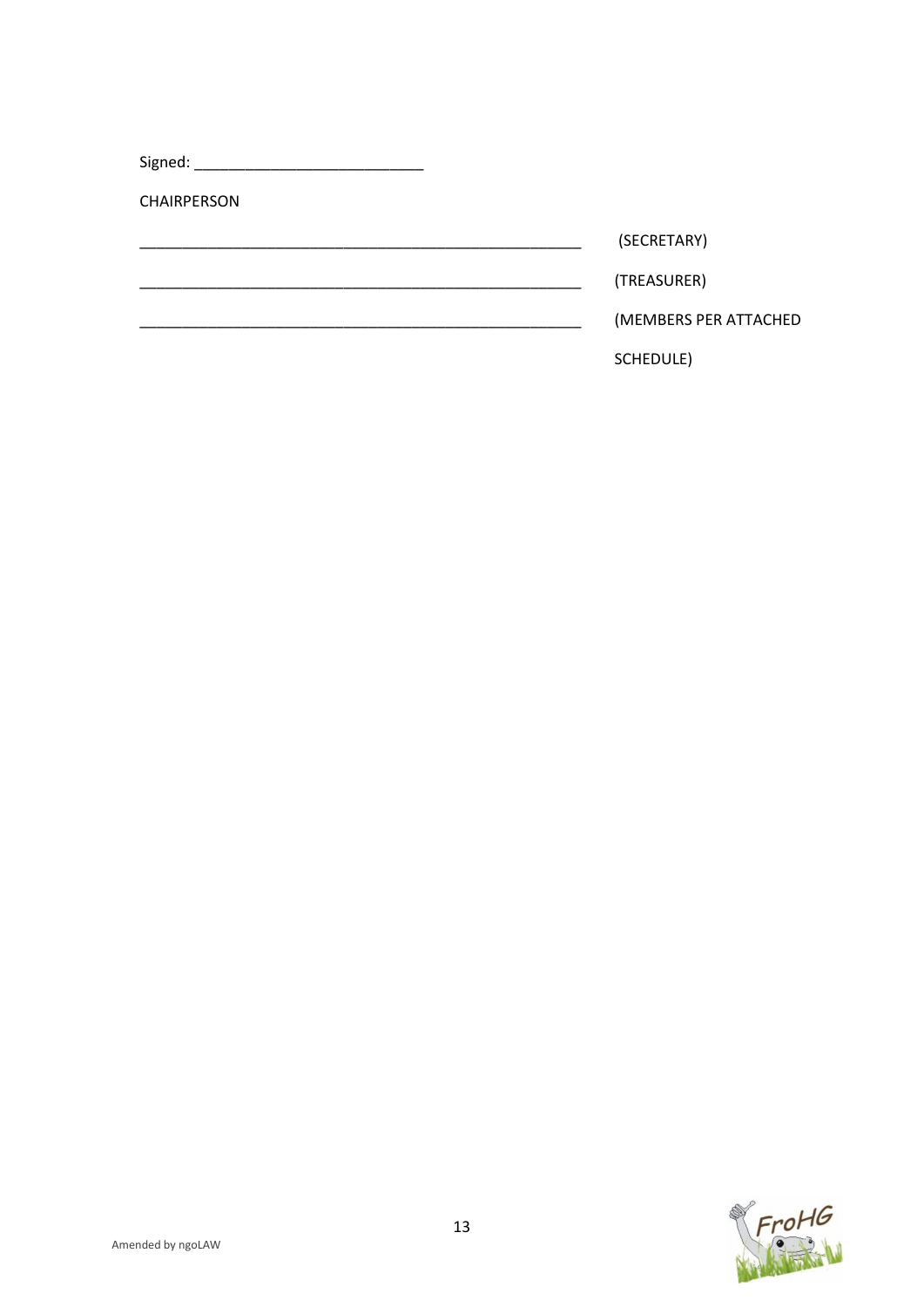Signed: ___________________________

CHAIRPERSON

____________________________________________________ (SECRETARY)

____________________________________________________ (TREASURER)

____________________________________________________ (MEMBERS PER ATTACHED SCHEDULE)

Amended by ngoLAW